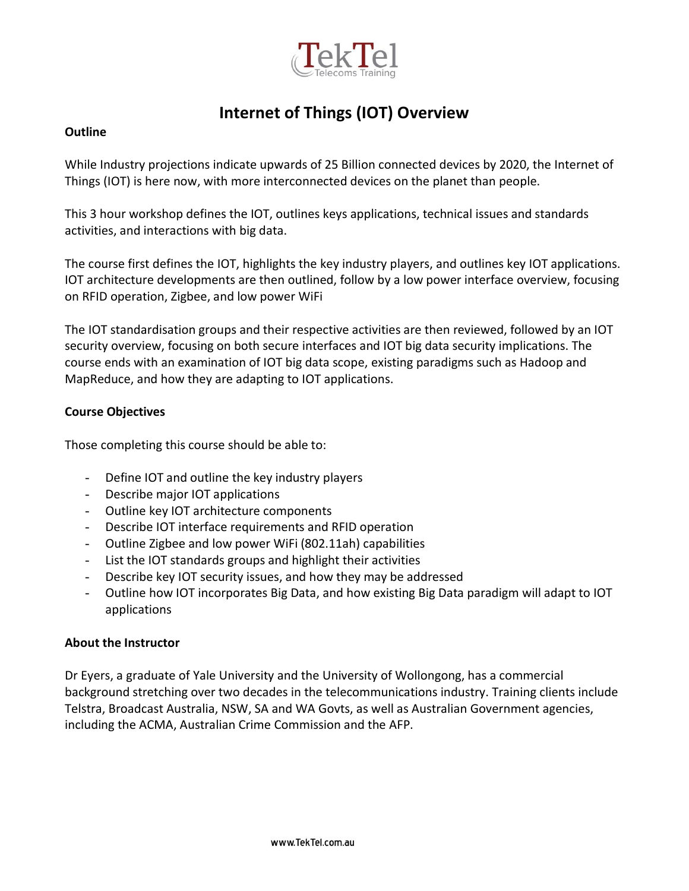# Internet of Things (IOT) Overview

**Outline**

While Industry projections indicate upwards of 25 Billion connected devices by 2020, the Internet of Things (IOT) is here now, with more interconnected devices on the planet than people.

This 3 hour workshop defines the IOT, outlines keys applications, technical issues and standards activities, and interactions with big data.

The course first defines the IOT, highlights the key industry players, and outlines key IOT applications. IOT architecture developments are then outlined, follow by a low power interface overview, focusing on RFID operation, Zigbee, and low power WiFi

The IOT standardisation groups and their respective activities are then reviewed, followed by an IOT security overview, focusing on both secure interfaces and IOT big data security implications. The course ends with an examination of IOT big data scope, existing paradigms such as Hadoop and MapReduce, and how they are adapting to IOT applications.

**Course Objectives**

Those completing this course should be able to:

- Define IOT and outline the key industry players
- Describe major IOT applications
- Outline key IOT architecture components
- Describe IOT interface requirements and RFID operation
- Outline Zigbee and low power WiFi (802.11ah) capabilities
- List the IOT standards groups and highlight their activities
- Describe key IOT security issues, and how they may be addressed
- Outline how IOT incorporates Big Data, and how existing Big Data paradigm will adapt to IOT applications

**About the Instructor**

Dr Eyers, a graduate of Yale University and the University of Wollongong, has a commercial background stretching over two decades in the telecommunications industry. Training clients include Telstra, Broadcast Australia, NSW, SA and WA Govts, as well as Australian Government agencies, including the ACMA, Australian Crime Commission and the AFP.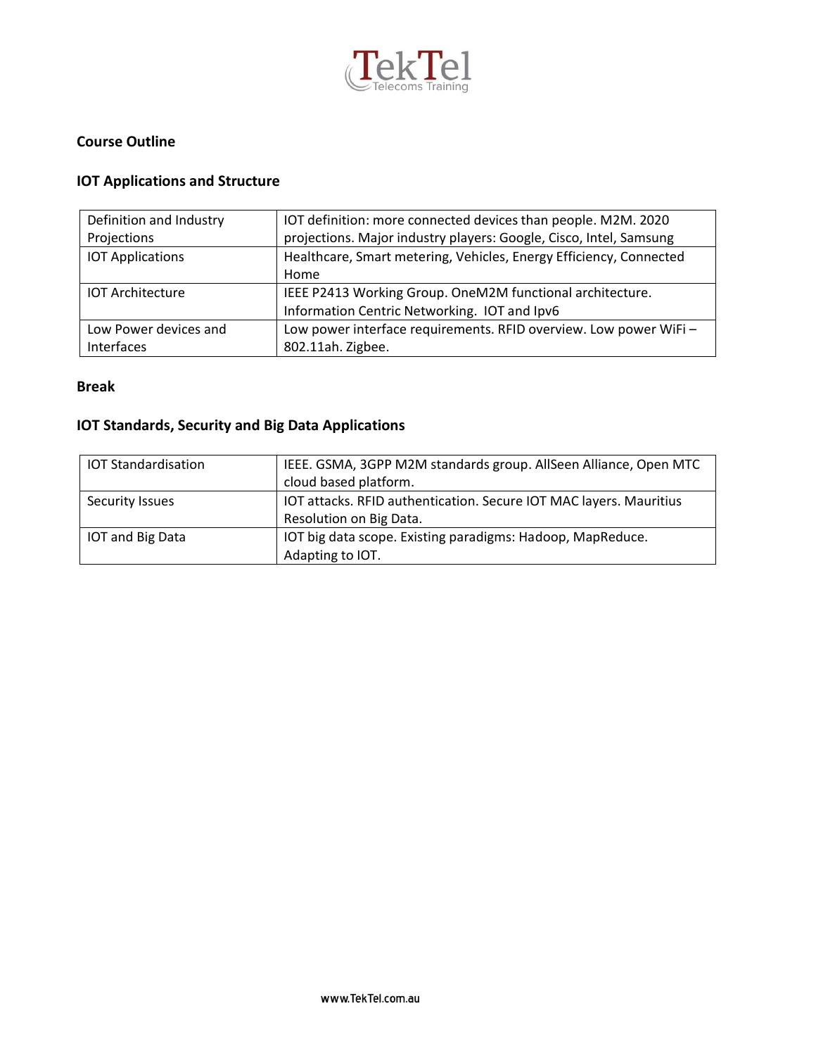**Course Outline**

**IOT Applications and Structure**

| | |
|---|---|
| Definition and Industry Projections | IOT definition: more connected devices than people. M2M. 2020 projections. Major industry players: Google, Cisco, Intel, Samsung |
| IOT Applications | Healthcare, Smart metering, Vehicles, Energy Efficiency, Connected Home |
| IOT Architecture | IEEE P2413 Working Group. OneM2M functional architecture. Information Centric Networking. IOT and Ipv6 |
| Low Power devices and Interfaces | Low power interface requirements. RFID overview. Low power WiFi – 802.11ah. Zigbee. |

**Break**

**IOT Standards, Security and Big Data Applications**

| | |
|---|---|
| IOT Standardisation | IEEE. GSMA, 3GPP M2M standards group. AllSeen Alliance, Open MTC cloud based platform. |
| Security Issues | IOT attacks. RFID authentication. Secure IOT MAC layers. Mauritius Resolution on Big Data. |
| IOT and Big Data | IOT big data scope. Existing paradigms: Hadoop, MapReduce. Adapting to IOT. |